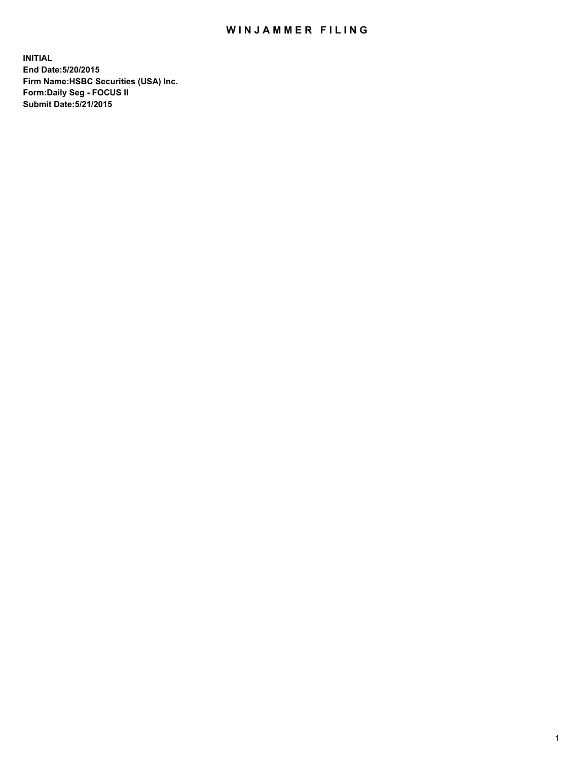# WINJAMMER FILING

**INITIAL**
**End Date:5/20/2015**
**Firm Name:HSBC Securities (USA) Inc.**
**Form:Daily Seg - FOCUS II**
**Submit Date:5/21/2015**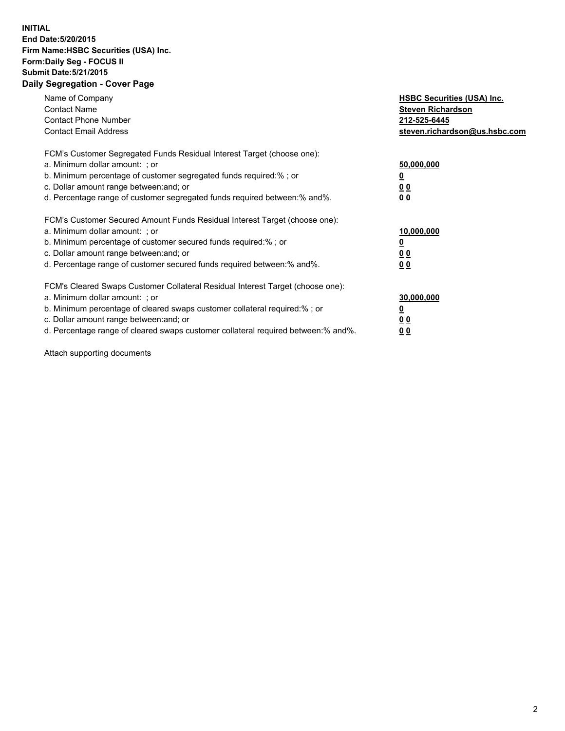**INITIAL**
**End Date:5/20/2015**
**Firm Name:HSBC Securities (USA) Inc.**
**Form:Daily Seg - FOCUS II**
**Submit Date:5/21/2015**

## Daily Segregation - Cover Page

| | |
|---|---|
| Name of Company | **HSBC Securities (USA) Inc.** |
| Contact Name | **Steven Richardson** |
| Contact Phone Number | **212-525-6445** |
| Contact Email Address | **steven.richardson@us.hsbc.com** |

| | |
|---|---|
| FCM's Customer Segregated Funds Residual Interest Target (choose one): | |
| a. Minimum dollar amount: ; or | **50,000,000** |
| b. Minimum percentage of customer segregated funds required:% ; or | **0** |
| c. Dollar amount range between:and; or | **0 0** |
| d. Percentage range of customer segregated funds required between:% and%. | **0 0** |

| | |
|---|---|
| FCM's Customer Secured Amount Funds Residual Interest Target (choose one): | |
| a. Minimum dollar amount: ; or | **10,000,000** |
| b. Minimum percentage of customer secured funds required:% ; or | **0** |
| c. Dollar amount range between:and; or | **0 0** |
| d. Percentage range of customer secured funds required between:% and%. | **0 0** |

| | |
|---|---|
| FCM's Cleared Swaps Customer Collateral Residual Interest Target (choose one): | |
| a. Minimum dollar amount: ; or | **30,000,000** |
| b. Minimum percentage of cleared swaps customer collateral required:% ; or | **0** |
| c. Dollar amount range between:and; or | **0 0** |
| d. Percentage range of cleared swaps customer collateral required between:% and%. | **0 0** |

Attach supporting documents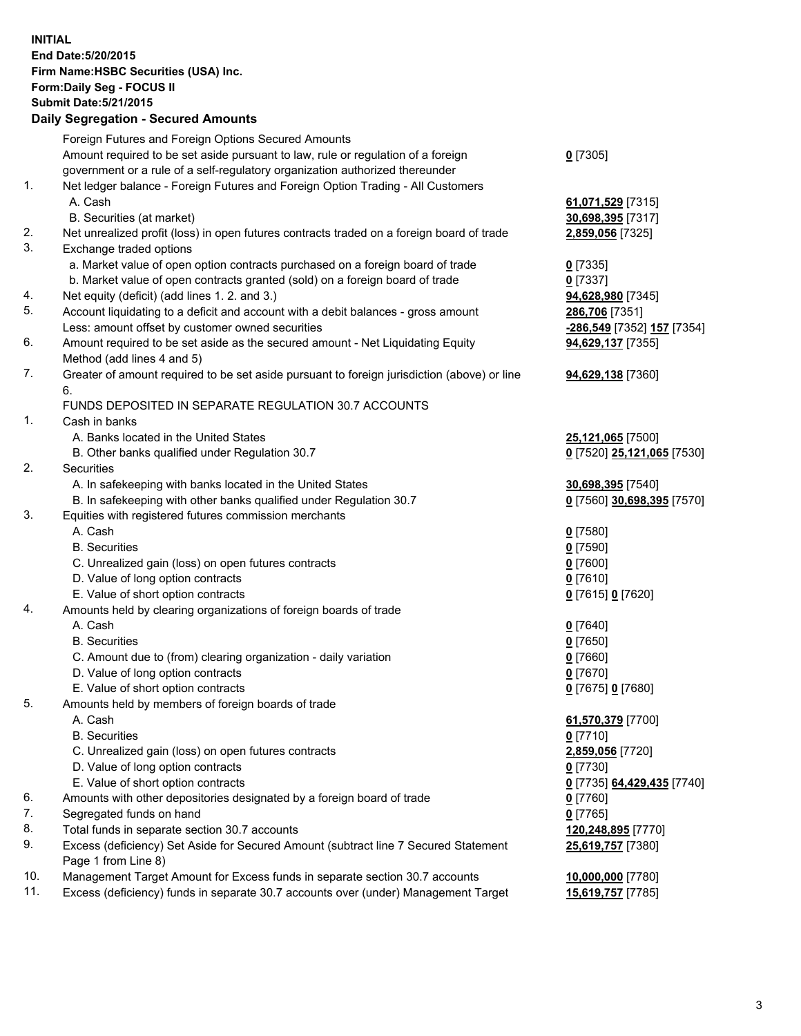**INITIAL**
**End Date:5/20/2015**
**Firm Name:HSBC Securities (USA) Inc.**
**Form:Daily Seg - FOCUS II**
**Submit Date:5/21/2015**

**Daily Segregation - Secured Amounts**

| | | |
|---|---|---|
| | Foreign Futures and Foreign Options Secured Amounts | |
| | Amount required to be set aside pursuant to law, rule or regulation of a foreign government or a rule of a self-regulatory organization authorized thereunder | **0** [7305] |
| 1. | Net ledger balance - Foreign Futures and Foreign Option Trading - All Customers | |
| | A. Cash | **61,071,529** [7315] |
| | B. Securities (at market) | **30,698,395** [7317] |
| 2. | Net unrealized profit (loss) in open futures contracts traded on a foreign board of trade | **2,859,056** [7325] |
| 3. | Exchange traded options | |
| | a. Market value of open option contracts purchased on a foreign board of trade | **0** [7335] |
| | b. Market value of open contracts granted (sold) on a foreign board of trade | **0** [7337] |
| 4. | Net equity (deficit) (add lines 1. 2. and 3.) | **94,628,980** [7345] |
| 5. | Account liquidating to a deficit and account with a debit balances - gross amount | **286,706** [7351] |
| | Less: amount offset by customer owned securities | **-286,549** [7352] **157** [7354] |
| 6. | Amount required to be set aside as the secured amount - Net Liquidating Equity Method (add lines 4 and 5) | **94,629,137** [7355] |
| 7. | Greater of amount required to be set aside pursuant to foreign jurisdiction (above) or line 6. | **94,629,138** [7360] |
| | FUNDS DEPOSITED IN SEPARATE REGULATION 30.7 ACCOUNTS | |
| 1. | Cash in banks | |
| | A. Banks located in the United States | **25,121,065** [7500] |
| | B. Other banks qualified under Regulation 30.7 | **0** [7520] **25,121,065** [7530] |
| 2. | Securities | |
| | A. In safekeeping with banks located in the United States | **30,698,395** [7540] |
| | B. In safekeeping with other banks qualified under Regulation 30.7 | **0** [7560] **30,698,395** [7570] |
| 3. | Equities with registered futures commission merchants | |
| | A. Cash | **0** [7580] |
| | B. Securities | **0** [7590] |
| | C. Unrealized gain (loss) on open futures contracts | **0** [7600] |
| | D. Value of long option contracts | **0** [7610] |
| | E. Value of short option contracts | **0** [7615] **0** [7620] |
| 4. | Amounts held by clearing organizations of foreign boards of trade | |
| | A. Cash | **0** [7640] |
| | B. Securities | **0** [7650] |
| | C. Amount due to (from) clearing organization - daily variation | **0** [7660] |
| | D. Value of long option contracts | **0** [7670] |
| | E. Value of short option contracts | **0** [7675] **0** [7680] |
| 5. | Amounts held by members of foreign boards of trade | |
| | A. Cash | **61,570,379** [7700] |
| | B. Securities | **0** [7710] |
| | C. Unrealized gain (loss) on open futures contracts | **2,859,056** [7720] |
| | D. Value of long option contracts | **0** [7730] |
| | E. Value of short option contracts | **0** [7735] **64,429,435** [7740] |
| 6. | Amounts with other depositories designated by a foreign board of trade | **0** [7760] |
| 7. | Segregated funds on hand | **0** [7765] |
| 8. | Total funds in separate section 30.7 accounts | **120,248,895** [7770] |
| 9. | Excess (deficiency) Set Aside for Secured Amount (subtract line 7 Secured Statement Page 1 from Line 8) | **25,619,757** [7380] |
| 10. | Management Target Amount for Excess funds in separate section 30.7 accounts | **10,000,000** [7780] |
| 11. | Excess (deficiency) funds in separate 30.7 accounts over (under) Management Target | **15,619,757** [7785] |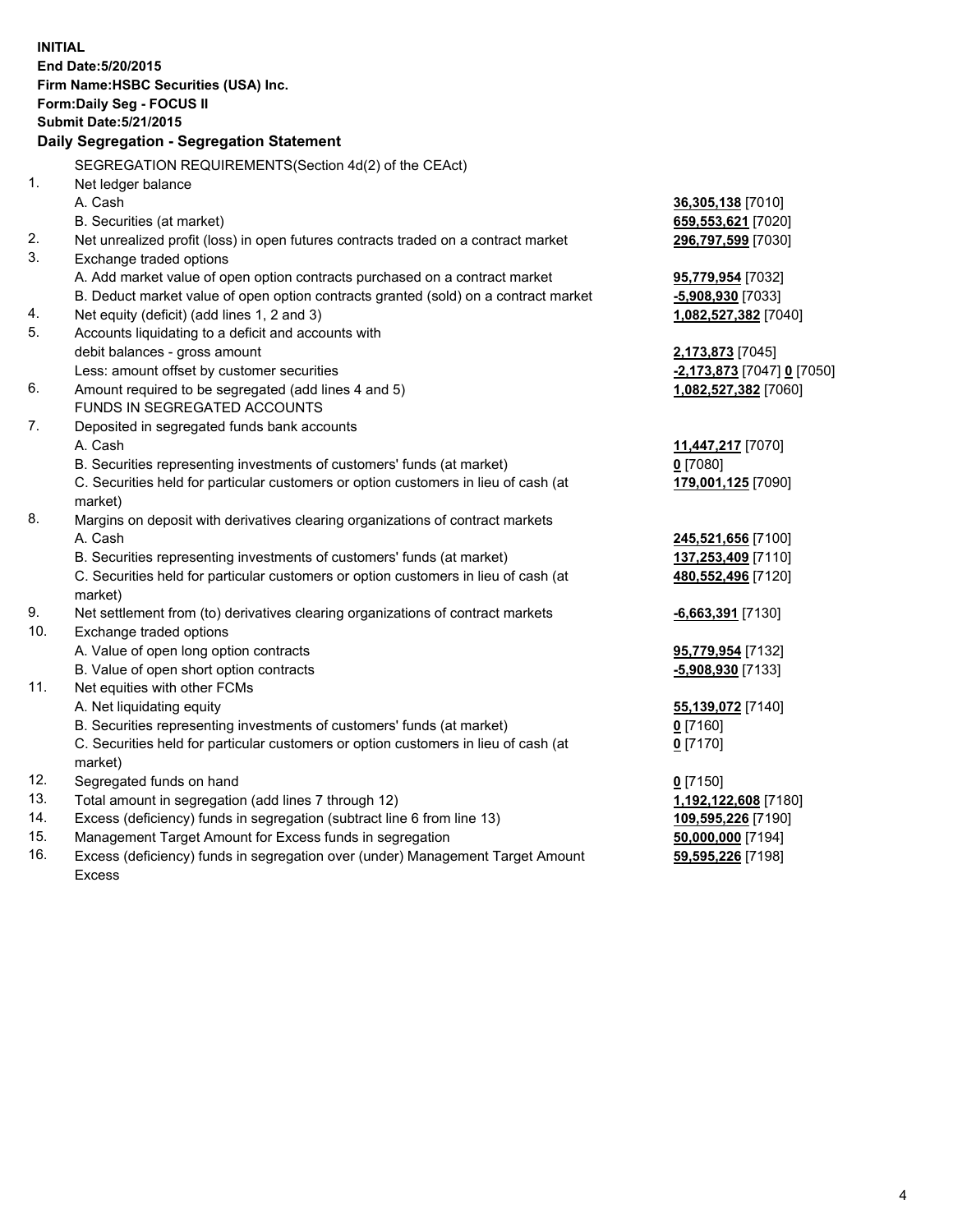**INITIAL**
**End Date:5/20/2015**
**Firm Name:HSBC Securities (USA) Inc.**
**Form:Daily Seg - FOCUS II**
**Submit Date:5/21/2015**

## Daily Segregation - Segregation Statement

| | | |
|---|---|---|
| | SEGREGATION REQUIREMENTS(Section 4d(2) of the CEAct) | |
| 1. | Net ledger balance | |
| | A. Cash | **36,305,138** [7010] |
| | B. Securities (at market) | **659,553,621** [7020] |
| 2. | Net unrealized profit (loss) in open futures contracts traded on a contract market | **296,797,599** [7030] |
| 3. | Exchange traded options | |
| | A. Add market value of open option contracts purchased on a contract market | **95,779,954** [7032] |
| | B. Deduct market value of open option contracts granted (sold) on a contract market | **-5,908,930** [7033] |
| 4. | Net equity (deficit) (add lines 1, 2 and 3) | **1,082,527,382** [7040] |
| 5. | Accounts liquidating to a deficit and accounts with | |
| | debit balances - gross amount | **2,173,873** [7045] |
| | Less: amount offset by customer securities | **-2,173,873** [7047] **0** [7050] |
| 6. | Amount required to be segregated (add lines 4 and 5) | **1,082,527,382** [7060] |
| | FUNDS IN SEGREGATED ACCOUNTS | |
| 7. | Deposited in segregated funds bank accounts | |
| | A. Cash | **11,447,217** [7070] |
| | B. Securities representing investments of customers' funds (at market) | **0** [7080] |
| | C. Securities held for particular customers or option customers in lieu of cash (at market) | **179,001,125** [7090] |
| 8. | Margins on deposit with derivatives clearing organizations of contract markets | |
| | A. Cash | **245,521,656** [7100] |
| | B. Securities representing investments of customers' funds (at market) | **137,253,409** [7110] |
| | C. Securities held for particular customers or option customers in lieu of cash (at market) | **480,552,496** [7120] |
| 9. | Net settlement from (to) derivatives clearing organizations of contract markets | **-6,663,391** [7130] |
| 10. | Exchange traded options | |
| | A. Value of open long option contracts | **95,779,954** [7132] |
| | B. Value of open short option contracts | **-5,908,930** [7133] |
| 11. | Net equities with other FCMs | |
| | A. Net liquidating equity | **55,139,072** [7140] |
| | B. Securities representing investments of customers' funds (at market) | **0** [7160] |
| | C. Securities held for particular customers or option customers in lieu of cash (at market) | **0** [7170] |
| 12. | Segregated funds on hand | **0** [7150] |
| 13. | Total amount in segregation (add lines 7 through 12) | **1,192,122,608** [7180] |
| 14. | Excess (deficiency) funds in segregation (subtract line 6 from line 13) | **109,595,226** [7190] |
| 15. | Management Target Amount for Excess funds in segregation | **50,000,000** [7194] |
| 16. | Excess (deficiency) funds in segregation over (under) Management Target Amount Excess | **59,595,226** [7198] |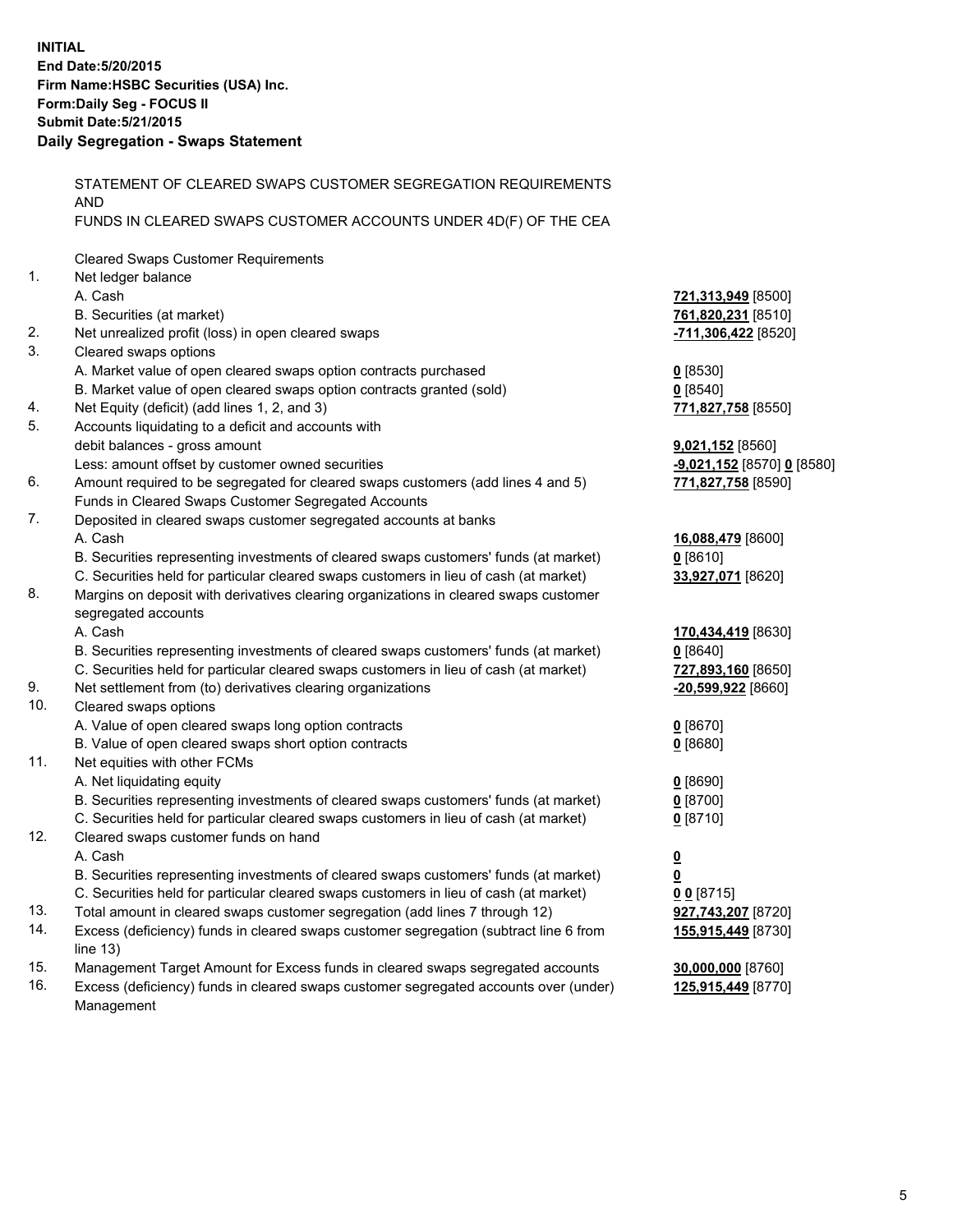**INITIAL**
**End Date:5/20/2015**
**Firm Name:HSBC Securities (USA) Inc.**
**Form:Daily Seg - FOCUS II**
**Submit Date:5/21/2015**
**Daily Segregation - Swaps Statement**

STATEMENT OF CLEARED SWAPS CUSTOMER SEGREGATION REQUIREMENTS AND FUNDS IN CLEARED SWAPS CUSTOMER ACCOUNTS UNDER 4D(F) OF THE CEA

| | | |
|---|---|---|
| | Cleared Swaps Customer Requirements | |
| 1. | Net ledger balance | |
| | A. Cash | **721,313,949** [8500] |
| | B. Securities (at market) | **761,820,231** [8510] |
| 2. | Net unrealized profit (loss) in open cleared swaps | **-711,306,422** [8520] |
| 3. | Cleared swaps options | |
| | A. Market value of open cleared swaps option contracts purchased | **0** [8530] |
| | B. Market value of open cleared swaps option contracts granted (sold) | **0** [8540] |
| 4. | Net Equity (deficit) (add lines 1, 2, and 3) | **771,827,758** [8550] |
| 5. | Accounts liquidating to a deficit and accounts with debit balances - gross amount | **9,021,152** [8560] |
| | Less: amount offset by customer owned securities | **-9,021,152** [8570] **0** [8580] |
| 6. | Amount required to be segregated for cleared swaps customers (add lines 4 and 5) | **771,827,758** [8590] |
| | Funds in Cleared Swaps Customer Segregated Accounts | |
| 7. | Deposited in cleared swaps customer segregated accounts at banks | |
| | A. Cash | **16,088,479** [8600] |
| | B. Securities representing investments of cleared swaps customers' funds (at market) | **0** [8610] |
| | C. Securities held for particular cleared swaps customers in lieu of cash (at market) | **33,927,071** [8620] |
| 8. | Margins on deposit with derivatives clearing organizations in cleared swaps customer segregated accounts | |
| | A. Cash | **170,434,419** [8630] |
| | B. Securities representing investments of cleared swaps customers' funds (at market) | **0** [8640] |
| | C. Securities held for particular cleared swaps customers in lieu of cash (at market) | **727,893,160** [8650] |
| 9. | Net settlement from (to) derivatives clearing organizations | **-20,599,922** [8660] |
| 10. | Cleared swaps options | |
| | A. Value of open cleared swaps long option contracts | **0** [8670] |
| | B. Value of open cleared swaps short option contracts | **0** [8680] |
| 11. | Net equities with other FCMs | |
| | A. Net liquidating equity | **0** [8690] |
| | B. Securities representing investments of cleared swaps customers' funds (at market) | **0** [8700] |
| | C. Securities held for particular cleared swaps customers in lieu of cash (at market) | **0** [8710] |
| 12. | Cleared swaps customer funds on hand | |
| | A. Cash | **0** |
| | B. Securities representing investments of cleared swaps customers' funds (at market) | **0** |
| | C. Securities held for particular cleared swaps customers in lieu of cash (at market) | **0** **0** [8715] |
| 13. | Total amount in cleared swaps customer segregation (add lines 7 through 12) | **927,743,207** [8720] |
| 14. | Excess (deficiency) funds in cleared swaps customer segregation (subtract line 6 from line 13) | **155,915,449** [8730] |
| 15. | Management Target Amount for Excess funds in cleared swaps segregated accounts | **30,000,000** [8760] |
| 16. | Excess (deficiency) funds in cleared swaps customer segregated accounts over (under) Management | **125,915,449** [8770] |